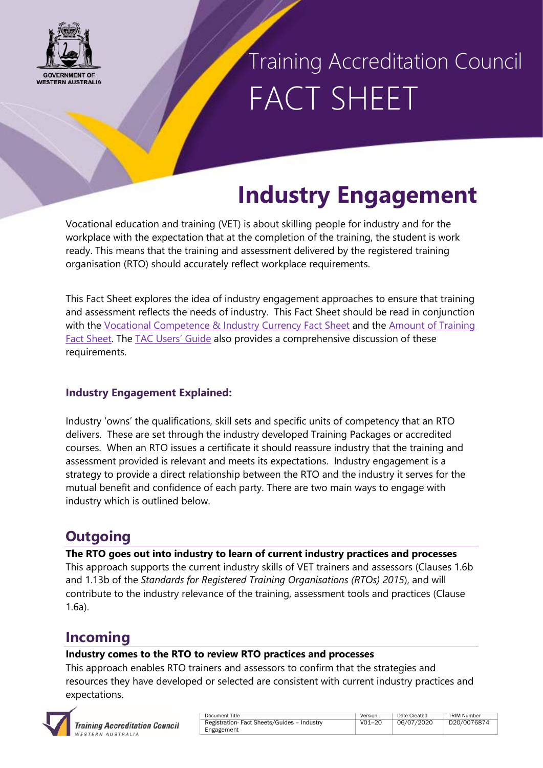# Training Accreditation Council FACT SHEET

# Industry Engagement

Vocational education and training (VET) is about skilling people for industry and for the workplace with the expectation that at the completion of the training, the student is work ready. This means that the training and assessment delivered by the registered training organisation (RTO) should accurately reflect workplace requirements.

This Fact Sheet explores the idea of industry engagement approaches to ensure that training and assessment reflects the needs of industry. This Fact Sheet should be read in conjunction with the Vocational Competence & Industry Currency Fact Sheet and the Amount of Training Fact Sheet. The TAC Users' Guide also provides a comprehensive discussion of these requirements.

### Industry Engagement Explained:

Industry 'owns' the qualifications, skill sets and specific units of competency that an RTO delivers. These are set through the industry developed Training Packages or accredited courses. When an RTO issues a certificate it should reassure industry that the training and assessment provided is relevant and meets its expectations. Industry engagement is a strategy to provide a direct relationship between the RTO and the industry it serves for the mutual benefit and confidence of each party. There are two main ways to engage with industry which is outlined below.

## Outgoing

**The RTO goes out into industry to learn of current industry practices and processes**

This approach supports the current industry skills of VET trainers and assessors (Clauses 1.6b and 1.13b of the *Standards for Registered Training Organisations (RTOs) 2015*), and will contribute to the industry relevance of the training, assessment tools and practices (Clause 1.6a).

## Incoming

**Industry comes to the RTO to review RTO practices and processes**

This approach enables RTO trainers and assessors to confirm that the strategies and resources they have developed or selected are consistent with current industry practices and expectations.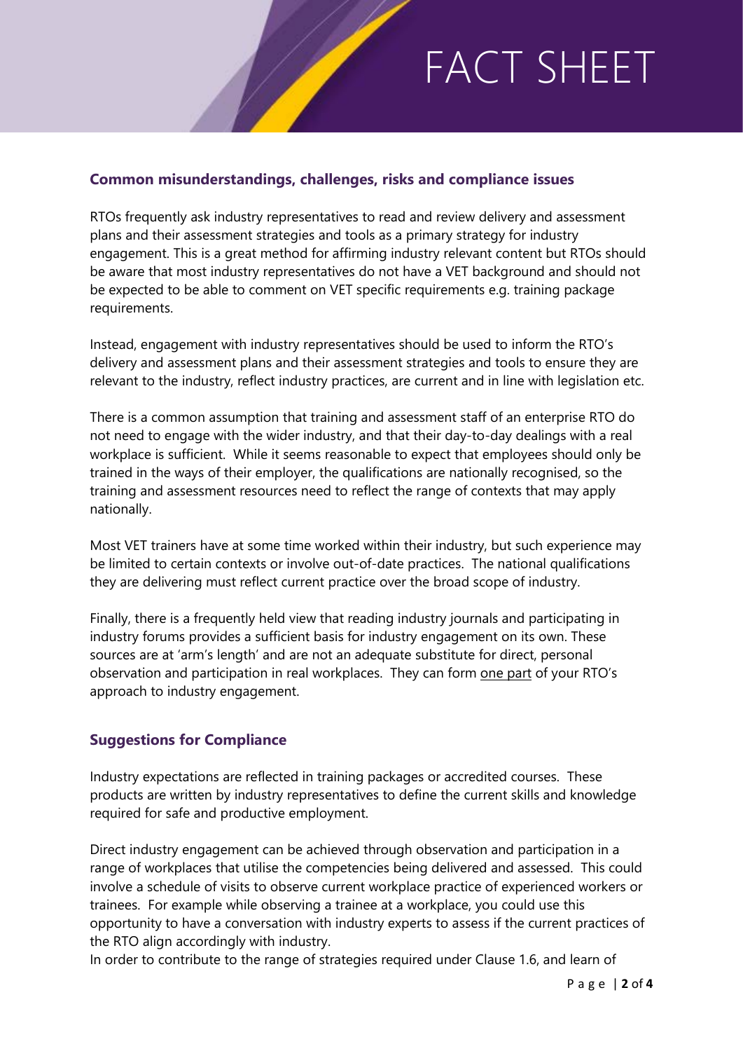## Common misunderstandings, challenges, risks and compliance issues

RTOs frequently ask industry representatives to read and review delivery and assessment plans and their assessment strategies and tools as a primary strategy for industry engagement. This is a great method for affirming industry relevant content but RTOs should be aware that most industry representatives do not have a VET background and should not be expected to be able to comment on VET specific requirements e.g. training package requirements.

Instead, engagement with industry representatives should be used to inform the RTO's delivery and assessment plans and their assessment strategies and tools to ensure they are relevant to the industry, reflect industry practices, are current and in line with legislation etc.

There is a common assumption that training and assessment staff of an enterprise RTO do not need to engage with the wider industry, and that their day-to-day dealings with a real workplace is sufficient. While it seems reasonable to expect that employees should only be trained in the ways of their employer, the qualifications are nationally recognised, so the training and assessment resources need to reflect the range of contexts that may apply nationally.

Most VET trainers have at some time worked within their industry, but such experience may be limited to certain contexts or involve out-of-date practices. The national qualifications they are delivering must reflect current practice over the broad scope of industry.

Finally, there is a frequently held view that reading industry journals and participating in industry forums provides a sufficient basis for industry engagement on its own. These sources are at 'arm's length' and are not an adequate substitute for direct, personal observation and participation in real workplaces. They can form <u>one part</u> of your RTO's approach to industry engagement.

## Suggestions for Compliance

Industry expectations are reflected in training packages or accredited courses. These products are written by industry representatives to define the current skills and knowledge required for safe and productive employment.

Direct industry engagement can be achieved through observation and participation in a range of workplaces that utilise the competencies being delivered and assessed. This could involve a schedule of visits to observe current workplace practice of experienced workers or trainees. For example while observing a trainee at a workplace, you could use this opportunity to have a conversation with industry experts to assess if the current practices of the RTO align accordingly with industry.
In order to contribute to the range of strategies required under Clause 1.6, and learn of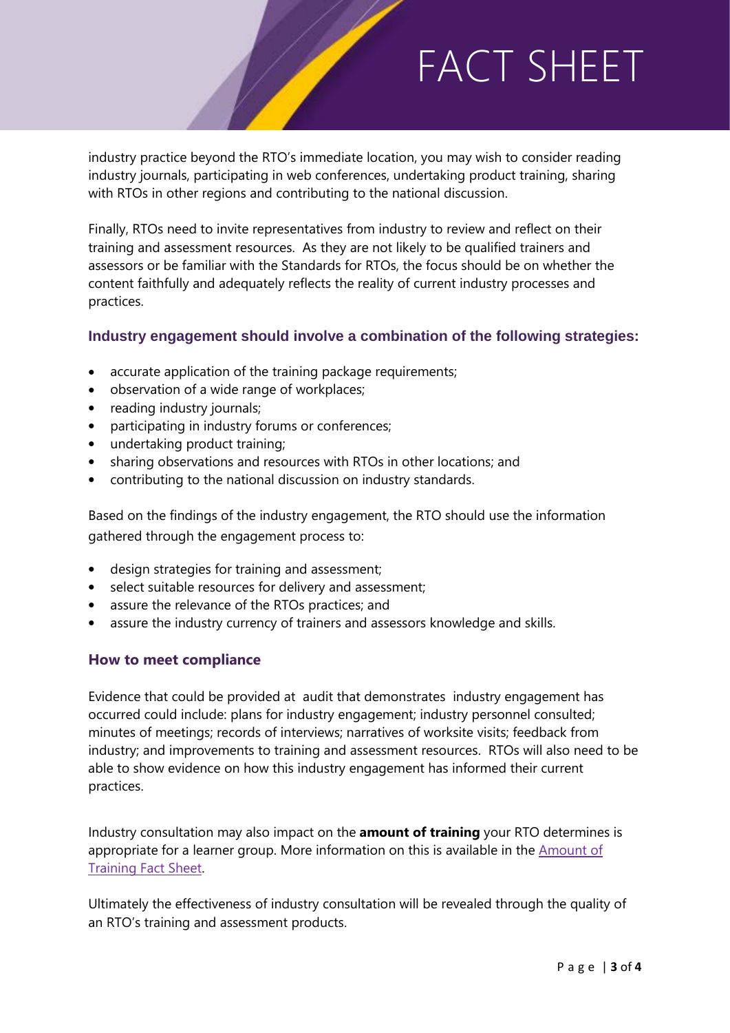industry practice beyond the RTO's immediate location, you may wish to consider reading industry journals, participating in web conferences, undertaking product training, sharing with RTOs in other regions and contributing to the national discussion.

Finally, RTOs need to invite representatives from industry to review and reflect on their training and assessment resources. As they are not likely to be qualified trainers and assessors or be familiar with the Standards for RTOs, the focus should be on whether the content faithfully and adequately reflects the reality of current industry processes and practices.

### Industry engagement should involve a combination of the following strategies:

- accurate application of the training package requirements;
- observation of a wide range of workplaces;
- reading industry journals;
- participating in industry forums or conferences;
- undertaking product training;
- sharing observations and resources with RTOs in other locations; and
- contributing to the national discussion on industry standards.

Based on the findings of the industry engagement, the RTO should use the information gathered through the engagement process to:

- design strategies for training and assessment;
- select suitable resources for delivery and assessment;
- assure the relevance of the RTOs practices; and
- assure the industry currency of trainers and assessors knowledge and skills.

### How to meet compliance

Evidence that could be provided at audit that demonstrates industry engagement has occurred could include: plans for industry engagement; industry personnel consulted; minutes of meetings; records of interviews; narratives of worksite visits; feedback from industry; and improvements to training and assessment resources. RTOs will also need to be able to show evidence on how this industry engagement has informed their current practices.

Industry consultation may also impact on the **amount of training** your RTO determines is appropriate for a learner group. More information on this is available in the Amount of Training Fact Sheet.

Ultimately the effectiveness of industry consultation will be revealed through the quality of an RTO's training and assessment products.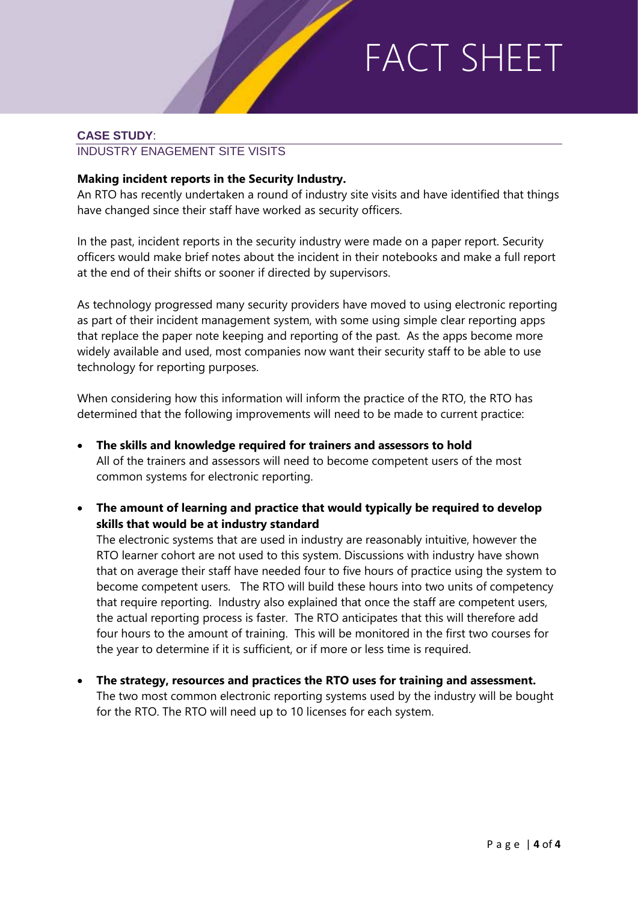# FACT SHEET

**CASE STUDY**:

INDUSTRY ENAGEMENT SITE VISITS

**Making incident reports in the Security Industry.**

An RTO has recently undertaken a round of industry site visits and have identified that things have changed since their staff have worked as security officers.

In the past, incident reports in the security industry were made on a paper report. Security officers would make brief notes about the incident in their notebooks and make a full report at the end of their shifts or sooner if directed by supervisors.

As technology progressed many security providers have moved to using electronic reporting as part of their incident management system, with some using simple clear reporting apps that replace the paper note keeping and reporting of the past. As the apps become more widely available and used, most companies now want their security staff to be able to use technology for reporting purposes.

When considering how this information will inform the practice of the RTO, the RTO has determined that the following improvements will need to be made to current practice:

- **The skills and knowledge required for trainers and assessors to hold**
  All of the trainers and assessors will need to become competent users of the most common systems for electronic reporting.
- **The amount of learning and practice that would typically be required to develop skills that would be at industry standard**
  The electronic systems that are used in industry are reasonably intuitive, however the RTO learner cohort are not used to this system. Discussions with industry have shown that on average their staff have needed four to five hours of practice using the system to become competent users. The RTO will build these hours into two units of competency that require reporting. Industry also explained that once the staff are competent users, the actual reporting process is faster. The RTO anticipates that this will therefore add four hours to the amount of training. This will be monitored in the first two courses for the year to determine if it is sufficient, or if more or less time is required.
- **The strategy, resources and practices the RTO uses for training and assessment.**
  The two most common electronic reporting systems used by the industry will be bought for the RTO. The RTO will need up to 10 licenses for each system.